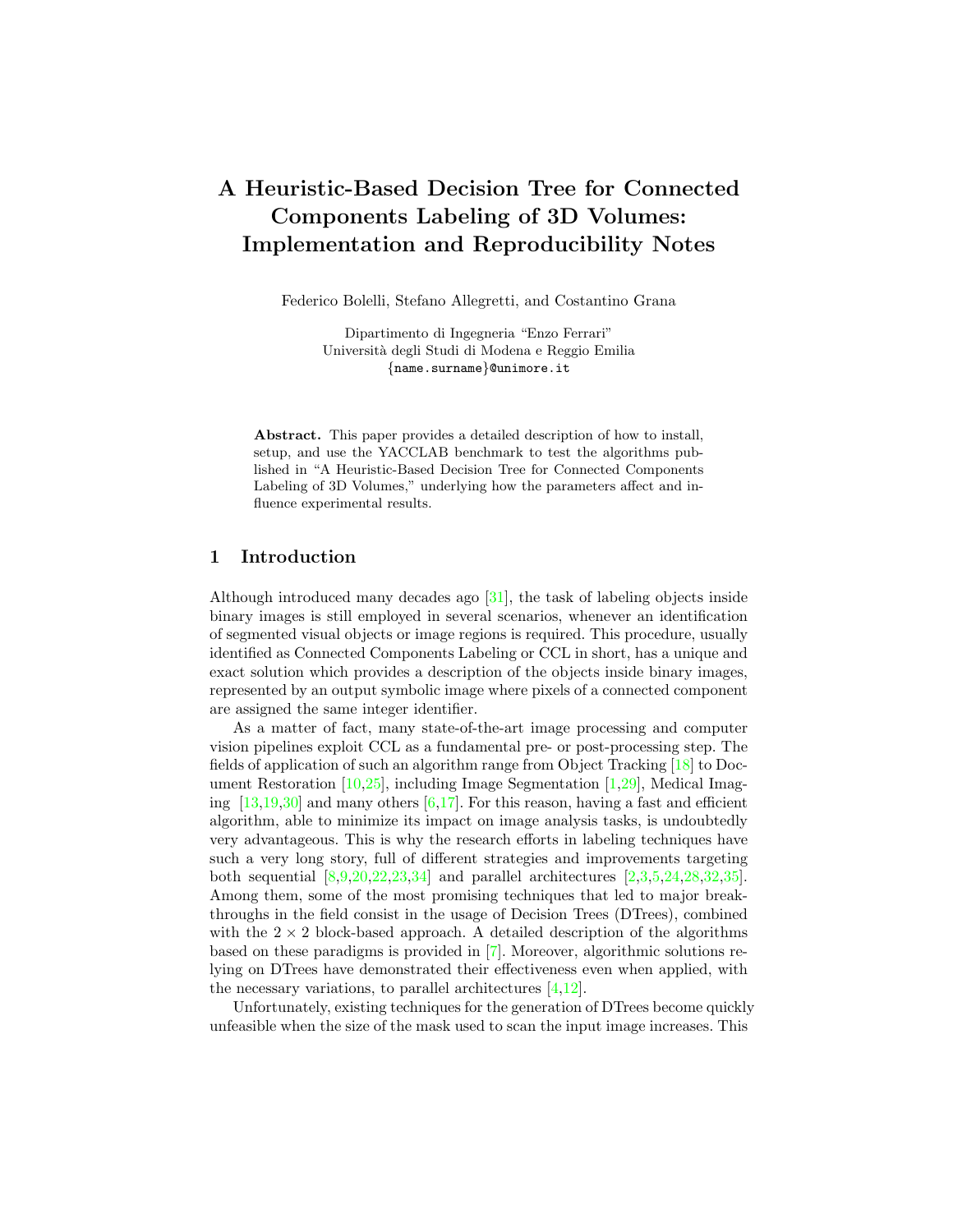# A Heuristic-Based Decision Tree for Connected Components Labeling of 3D Volumes: Implementation and Reproducibility Notes

Federico Bolelli, Stefano Allegretti, and Costantino Grana

Dipartimento di Ingegneria "Enzo Ferrari"
Università degli Studi di Modena e Reggio Emilia
{name.surname}@unimore.it

**Abstract.** This paper provides a detailed description of how to install, setup, and use the YACCLAB benchmark to test the algorithms published in "A Heuristic-Based Decision Tree for Connected Components Labeling of 3D Volumes," underlying how the parameters affect and influence experimental results.

## 1 Introduction

Although introduced many decades ago [31], the task of labeling objects inside binary images is still employed in several scenarios, whenever an identification of segmented visual objects or image regions is required. This procedure, usually identified as Connected Components Labeling or CCL in short, has a unique and exact solution which provides a description of the objects inside binary images, represented by an output symbolic image where pixels of a connected component are assigned the same integer identifier.

As a matter of fact, many state-of-the-art image processing and computer vision pipelines exploit CCL as a fundamental pre- or post-processing step. The fields of application of such an algorithm range from Object Tracking [18] to Document Restoration [10,25], including Image Segmentation [1,29], Medical Imaging [13,19,30] and many others [6,17]. For this reason, having a fast and efficient algorithm, able to minimize its impact on image analysis tasks, is undoubtedly very advantageous. This is why the research efforts in labeling techniques have such a very long story, full of different strategies and improvements targeting both sequential [8,9,20,22,23,34] and parallel architectures [2,3,5,24,28,32,35]. Among them, some of the most promising techniques that led to major breakthroughs in the field consist in the usage of Decision Trees (DTrees), combined with the $2 \times 2$ block-based approach. A detailed description of the algorithms based on these paradigms is provided in [7]. Moreover, algorithmic solutions relying on DTrees have demonstrated their effectiveness even when applied, with the necessary variations, to parallel architectures [4,12].

Unfortunately, existing techniques for the generation of DTrees become quickly unfeasible when the size of the mask used to scan the input image increases. This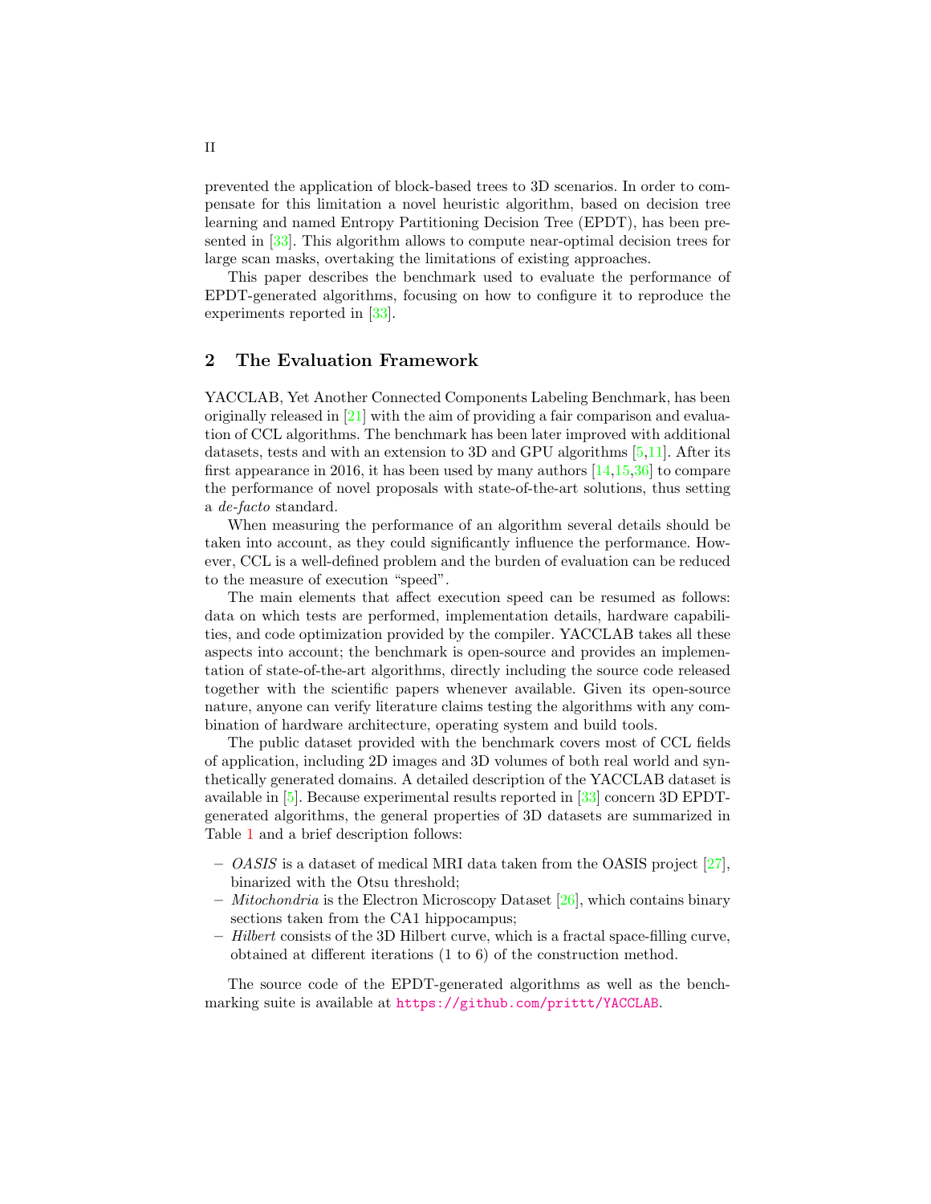prevented the application of block-based trees to 3D scenarios. In order to compensate for this limitation a novel heuristic algorithm, based on decision tree learning and named Entropy Partitioning Decision Tree (EPDT), has been presented in [33]. This algorithm allows to compute near-optimal decision trees for large scan masks, overtaking the limitations of existing approaches.

This paper describes the benchmark used to evaluate the performance of EPDT-generated algorithms, focusing on how to configure it to reproduce the experiments reported in [33].

## 2 The Evaluation Framework

YACCLAB, Yet Another Connected Components Labeling Benchmark, has been originally released in [21] with the aim of providing a fair comparison and evaluation of CCL algorithms. The benchmark has been later improved with additional datasets, tests and with an extension to 3D and GPU algorithms [5,11]. After its first appearance in 2016, it has been used by many authors [14,15,36] to compare the performance of novel proposals with state-of-the-art solutions, thus setting a *de-facto* standard.

When measuring the performance of an algorithm several details should be taken into account, as they could significantly influence the performance. However, CCL is a well-defined problem and the burden of evaluation can be reduced to the measure of execution "speed".

The main elements that affect execution speed can be resumed as follows: data on which tests are performed, implementation details, hardware capabilities, and code optimization provided by the compiler. YACCLAB takes all these aspects into account; the benchmark is open-source and provides an implementation of state-of-the-art algorithms, directly including the source code released together with the scientific papers whenever available. Given its open-source nature, anyone can verify literature claims testing the algorithms with any combination of hardware architecture, operating system and build tools.

The public dataset provided with the benchmark covers most of CCL fields of application, including 2D images and 3D volumes of both real world and synthetically generated domains. A detailed description of the YACCLAB dataset is available in [5]. Because experimental results reported in [33] concern 3D EPDT-generated algorithms, the general properties of 3D datasets are summarized in Table 1 and a brief description follows:

- *OASIS* is a dataset of medical MRI data taken from the OASIS project [27], binarized with the Otsu threshold;
- *Mitochondria* is the Electron Microscopy Dataset [26], which contains binary sections taken from the CA1 hippocampus;
- *Hilbert* consists of the 3D Hilbert curve, which is a fractal space-filling curve, obtained at different iterations (1 to 6) of the construction method.

The source code of the EPDT-generated algorithms as well as the benchmarking suite is available at https://github.com/prittt/YACCLAB.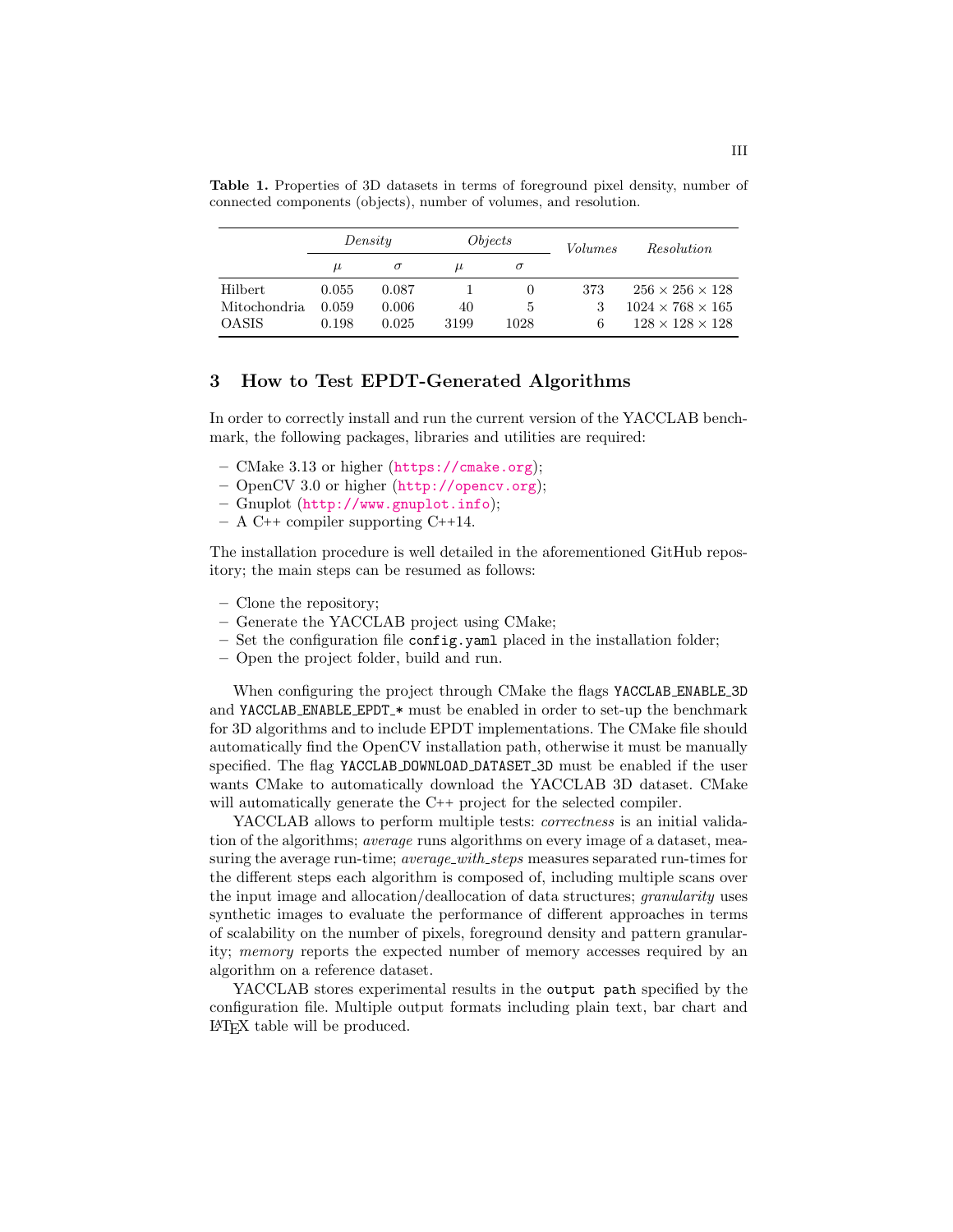**Table 1.** Properties of 3D datasets in terms of foreground pixel density, number of connected components (objects), number of volumes, and resolution.

| | *Density* | | *Objects* | | *Volumes* | *Resolution* |
|---|---|---|---|---|---|---|
| | $\mu$ | $\sigma$ | $\mu$ | $\sigma$ | | |
| Hilbert | 0.055 | 0.087 | 1 | 0 | 373 | $256 \times 256 \times 128$ |
| Mitochondria | 0.059 | 0.006 | 40 | 5 | 3 | $1024 \times 768 \times 165$ |
| OASIS | 0.198 | 0.025 | 3199 | 1028 | 6 | $128 \times 128 \times 128$ |

## 3 How to Test EPDT-Generated Algorithms

In order to correctly install and run the current version of the YACCLAB benchmark, the following packages, libraries and utilities are required:

- CMake 3.13 or higher (https://cmake.org);
- OpenCV 3.0 or higher (http://opencv.org);
- Gnuplot (http://www.gnuplot.info);
- A C++ compiler supporting C++14.

The installation procedure is well detailed in the aforementioned GitHub repository; the main steps can be resumed as follows:

- Clone the repository;
- Generate the YACCLAB project using CMake;
- Set the configuration file `config.yaml` placed in the installation folder;
- Open the project folder, build and run.

When configuring the project through CMake the flags `YACCLAB_ENABLE_3D` and `YACCLAB_ENABLE_EPDT_*` must be enabled in order to set-up the benchmark for 3D algorithms and to include EPDT implementations. The CMake file should automatically find the OpenCV installation path, otherwise it must be manually specified. The flag `YACCLAB_DOWNLOAD_DATASET_3D` must be enabled if the user wants CMake to automatically download the YACCLAB 3D dataset. CMake will automatically generate the C++ project for the selected compiler.

YACCLAB allows to perform multiple tests: *correctness* is an initial validation of the algorithms; *average* runs algorithms on every image of a dataset, measuring the average run-time; *average_with_steps* measures separated run-times for the different steps each algorithm is composed of, including multiple scans over the input image and allocation/deallocation of data structures; *granularity* uses synthetic images to evaluate the performance of different approaches in terms of scalability on the number of pixels, foreground density and pattern granularity; *memory* reports the expected number of memory accesses required by an algorithm on a reference dataset.

YACCLAB stores experimental results in the `output path` specified by the configuration file. Multiple output formats including plain text, bar chart and LaTeX table will be produced.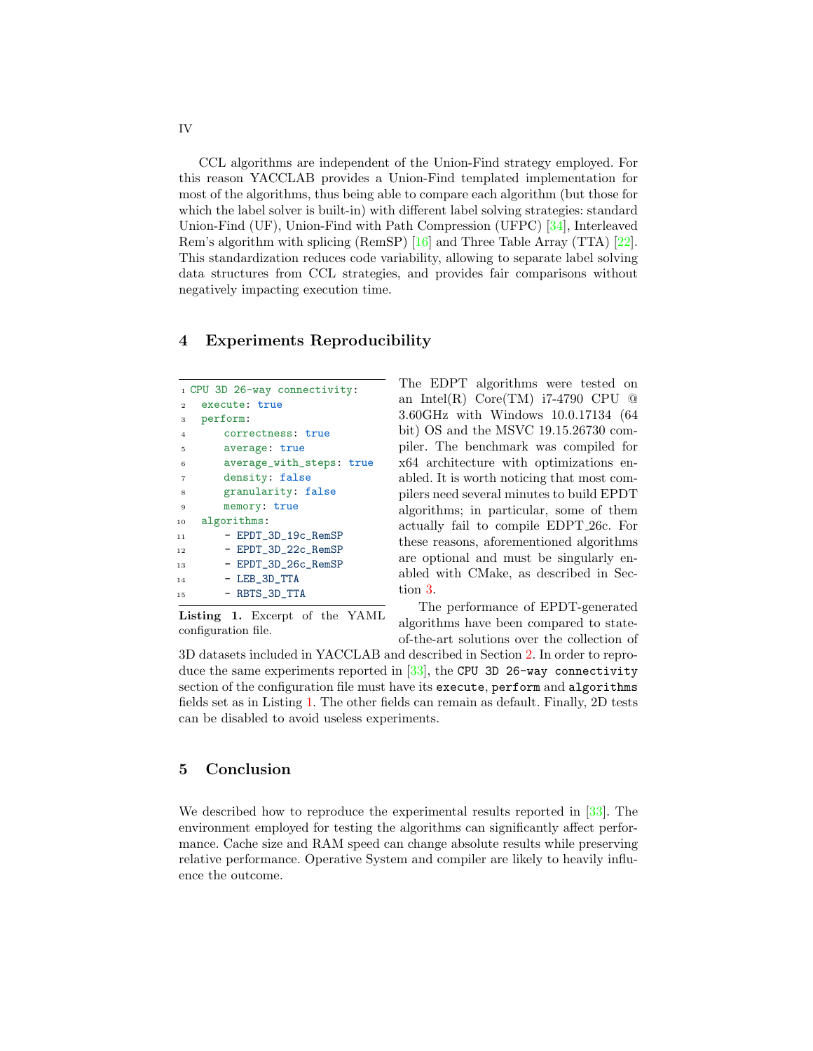CCL algorithms are independent of the Union-Find strategy employed. For this reason YACCLAB provides a Union-Find templated implementation for most of the algorithms, thus being able to compare each algorithm (but those for which the label solver is built-in) with different label solving strategies: standard Union-Find (UF), Union-Find with Path Compression (UFPC) [34], Interleaved Rem's algorithm with splicing (RemSP) [16] and Three Table Array (TTA) [22]. This standardization reduces code variability, allowing to separate label solving data structures from CCL strategies, and provides fair comparisons without negatively impacting execution time.

## 4 Experiments Reproducibility

```
CPU 3D 26-way connectivity:
  execute: true
  perform:
      correctness: true
      average: true
      average_with_steps: true
      density: false
      granularity: false
      memory: true
  algorithms:
      - EPDT_3D_19c_RemSP
      - EPDT_3D_22c_RemSP
      - EPDT_3D_26c_RemSP
      - LEB_3D_TTA
      - RBTS_3D_TTA
```

**Listing 1.** Excerpt of the YAML configuration file.

The EDPT algorithms were tested on an Intel(R) Core(TM) i7-4790 CPU @ 3.60GHz with Windows 10.0.17134 (64 bit) OS and the MSVC 19.15.26730 compiler. The benchmark was compiled for x64 architecture with optimizations enabled. It is worth noticing that most compilers need several minutes to build EPDT algorithms; in particular, some of them actually fail to compile EDPT_26c. For these reasons, aforementioned algorithms are optional and must be singularly enabled with CMake, as described in Section 3.

The performance of EPDT-generated algorithms have been compared to state-of-the-art solutions over the collection of 3D datasets included in YACCLAB and described in Section 2. In order to reproduce the same experiments reported in [33], the `CPU 3D 26-way connectivity` section of the configuration file must have its `execute`, `perform` and `algorithms` fields set as in Listing 1. The other fields can remain as default. Finally, 2D tests can be disabled to avoid useless experiments.

## 5 Conclusion

We described how to reproduce the experimental results reported in [33]. The environment employed for testing the algorithms can significantly affect performance. Cache size and RAM speed can change absolute results while preserving relative performance. Operative System and compiler are likely to heavily influence the outcome.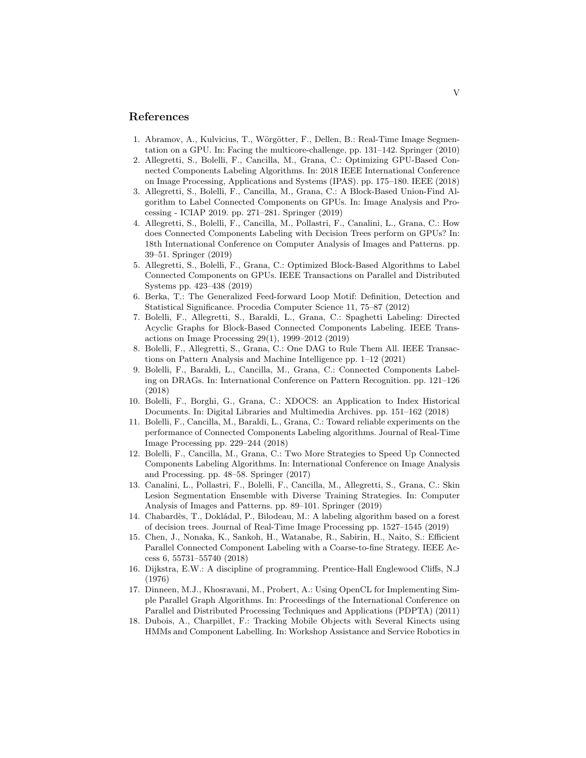## References

1. Abramov, A., Kulvicius, T., Wörgötter, F., Dellen, B.: Real-Time Image Segmentation on a GPU. In: Facing the multicore-challenge, pp. 131–142. Springer (2010)
2. Allegretti, S., Bolelli, F., Cancilla, M., Grana, C.: Optimizing GPU-Based Connected Components Labeling Algorithms. In: 2018 IEEE International Conference on Image Processing, Applications and Systems (IPAS). pp. 175–180. IEEE (2018)
3. Allegretti, S., Bolelli, F., Cancilla, M., Grana, C.: A Block-Based Union-Find Algorithm to Label Connected Components on GPUs. In: Image Analysis and Processing - ICIAP 2019. pp. 271–281. Springer (2019)
4. Allegretti, S., Bolelli, F., Cancilla, M., Pollastri, F., Canalini, L., Grana, C.: How does Connected Components Labeling with Decision Trees perform on GPUs? In: 18th International Conference on Computer Analysis of Images and Patterns. pp. 39–51. Springer (2019)
5. Allegretti, S., Bolelli, F., Grana, C.: Optimized Block-Based Algorithms to Label Connected Components on GPUs. IEEE Transactions on Parallel and Distributed Systems pp. 423–438 (2019)
6. Berka, T.: The Generalized Feed-forward Loop Motif: Definition, Detection and Statistical Significance. Procedia Computer Science 11, 75–87 (2012)
7. Bolelli, F., Allegretti, S., Baraldi, L., Grana, C.: Spaghetti Labeling: Directed Acyclic Graphs for Block-Based Connected Components Labeling. IEEE Transactions on Image Processing 29(1), 1999–2012 (2019)
8. Bolelli, F., Allegretti, S., Grana, C.: One DAG to Rule Them All. IEEE Transactions on Pattern Analysis and Machine Intelligence pp. 1–12 (2021)
9. Bolelli, F., Baraldi, L., Cancilla, M., Grana, C.: Connected Components Labeling on DRAGs. In: International Conference on Pattern Recognition. pp. 121–126 (2018)
10. Bolelli, F., Borghi, G., Grana, C.: XDOCS: an Application to Index Historical Documents. In: Digital Libraries and Multimedia Archives. pp. 151–162 (2018)
11. Bolelli, F., Cancilla, M., Baraldi, L., Grana, C.: Toward reliable experiments on the performance of Connected Components Labeling algorithms. Journal of Real-Time Image Processing pp. 229–244 (2018)
12. Bolelli, F., Cancilla, M., Grana, C.: Two More Strategies to Speed Up Connected Components Labeling Algorithms. In: International Conference on Image Analysis and Processing. pp. 48–58. Springer (2017)
13. Canalini, L., Pollastri, F., Bolelli, F., Cancilla, M., Allegretti, S., Grana, C.: Skin Lesion Segmentation Ensemble with Diverse Training Strategies. In: Computer Analysis of Images and Patterns. pp. 89–101. Springer (2019)
14. Chabardès, T., Dokládal, P., Bilodeau, M.: A labeling algorithm based on a forest of decision trees. Journal of Real-Time Image Processing pp. 1527–1545 (2019)
15. Chen, J., Nonaka, K., Sankoh, H., Watanabe, R., Sabirin, H., Naito, S.: Efficient Parallel Connected Component Labeling with a Coarse-to-fine Strategy. IEEE Access 6, 55731–55740 (2018)
16. Dijkstra, E.W.: A discipline of programming. Prentice-Hall Englewood Cliffs, N.J (1976)
17. Dinneen, M.J., Khosravani, M., Probert, A.: Using OpenCL for Implementing Simple Parallel Graph Algorithms. In: Proceedings of the International Conference on Parallel and Distributed Processing Techniques and Applications (PDPTA) (2011)
18. Dubois, A., Charpillet, F.: Tracking Mobile Objects with Several Kinects using HMMs and Component Labelling. In: Workshop Assistance and Service Robotics in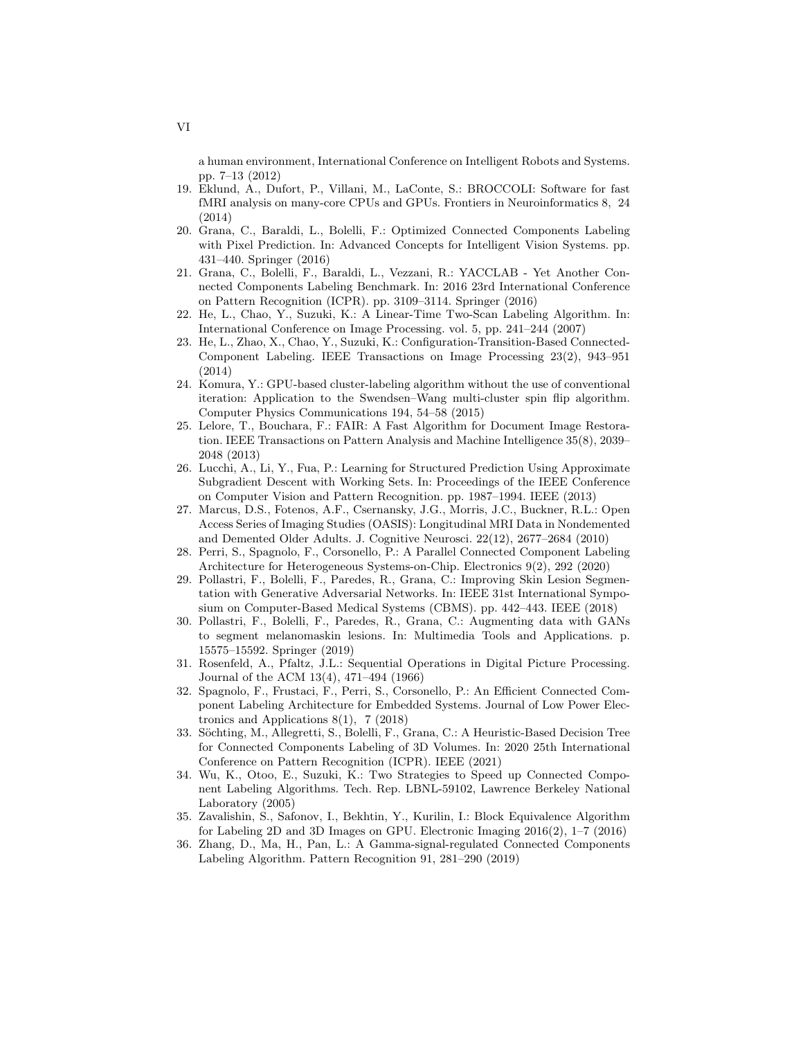a human environment, International Conference on Intelligent Robots and Systems. pp. 7–13 (2012)

19. Eklund, A., Dufort, P., Villani, M., LaConte, S.: BROCCOLI: Software for fast fMRI analysis on many-core CPUs and GPUs. Frontiers in Neuroinformatics 8, 24 (2014)
20. Grana, C., Baraldi, L., Bolelli, F.: Optimized Connected Components Labeling with Pixel Prediction. In: Advanced Concepts for Intelligent Vision Systems. pp. 431–440. Springer (2016)
21. Grana, C., Bolelli, F., Baraldi, L., Vezzani, R.: YACCLAB - Yet Another Connected Components Labeling Benchmark. In: 2016 23rd International Conference on Pattern Recognition (ICPR). pp. 3109–3114. Springer (2016)
22. He, L., Chao, Y., Suzuki, K.: A Linear-Time Two-Scan Labeling Algorithm. In: International Conference on Image Processing. vol. 5, pp. 241–244 (2007)
23. He, L., Zhao, X., Chao, Y., Suzuki, K.: Configuration-Transition-Based Connected-Component Labeling. IEEE Transactions on Image Processing 23(2), 943–951 (2014)
24. Komura, Y.: GPU-based cluster-labeling algorithm without the use of conventional iteration: Application to the Swendsen–Wang multi-cluster spin flip algorithm. Computer Physics Communications 194, 54–58 (2015)
25. Lelore, T., Bouchara, F.: FAIR: A Fast Algorithm for Document Image Restoration. IEEE Transactions on Pattern Analysis and Machine Intelligence 35(8), 2039–2048 (2013)
26. Lucchi, A., Li, Y., Fua, P.: Learning for Structured Prediction Using Approximate Subgradient Descent with Working Sets. In: Proceedings of the IEEE Conference on Computer Vision and Pattern Recognition. pp. 1987–1994. IEEE (2013)
27. Marcus, D.S., Fotenos, A.F., Csernansky, J.G., Morris, J.C., Buckner, R.L.: Open Access Series of Imaging Studies (OASIS): Longitudinal MRI Data in Nondemented and Demented Older Adults. J. Cognitive Neurosci. 22(12), 2677–2684 (2010)
28. Perri, S., Spagnolo, F., Corsonello, P.: A Parallel Connected Component Labeling Architecture for Heterogeneous Systems-on-Chip. Electronics 9(2), 292 (2020)
29. Pollastri, F., Bolelli, F., Paredes, R., Grana, C.: Improving Skin Lesion Segmentation with Generative Adversarial Networks. In: IEEE 31st International Symposium on Computer-Based Medical Systems (CBMS). pp. 442–443. IEEE (2018)
30. Pollastri, F., Bolelli, F., Paredes, R., Grana, C.: Augmenting data with GANs to segment melanomaskin lesions. In: Multimedia Tools and Applications. p. 15575–15592. Springer (2019)
31. Rosenfeld, A., Pfaltz, J.L.: Sequential Operations in Digital Picture Processing. Journal of the ACM 13(4), 471–494 (1966)
32. Spagnolo, F., Frustaci, F., Perri, S., Corsonello, P.: An Efficient Connected Component Labeling Architecture for Embedded Systems. Journal of Low Power Electronics and Applications 8(1), 7 (2018)
33. Söchting, M., Allegretti, S., Bolelli, F., Grana, C.: A Heuristic-Based Decision Tree for Connected Components Labeling of 3D Volumes. In: 2020 25th International Conference on Pattern Recognition (ICPR). IEEE (2021)
34. Wu, K., Otoo, E., Suzuki, K.: Two Strategies to Speed up Connected Component Labeling Algorithms. Tech. Rep. LBNL-59102, Lawrence Berkeley National Laboratory (2005)
35. Zavalishin, S., Safonov, I., Bekhtin, Y., Kurilin, I.: Block Equivalence Algorithm for Labeling 2D and 3D Images on GPU. Electronic Imaging 2016(2), 1–7 (2016)
36. Zhang, D., Ma, H., Pan, L.: A Gamma-signal-regulated Connected Components Labeling Algorithm. Pattern Recognition 91, 281–290 (2019)